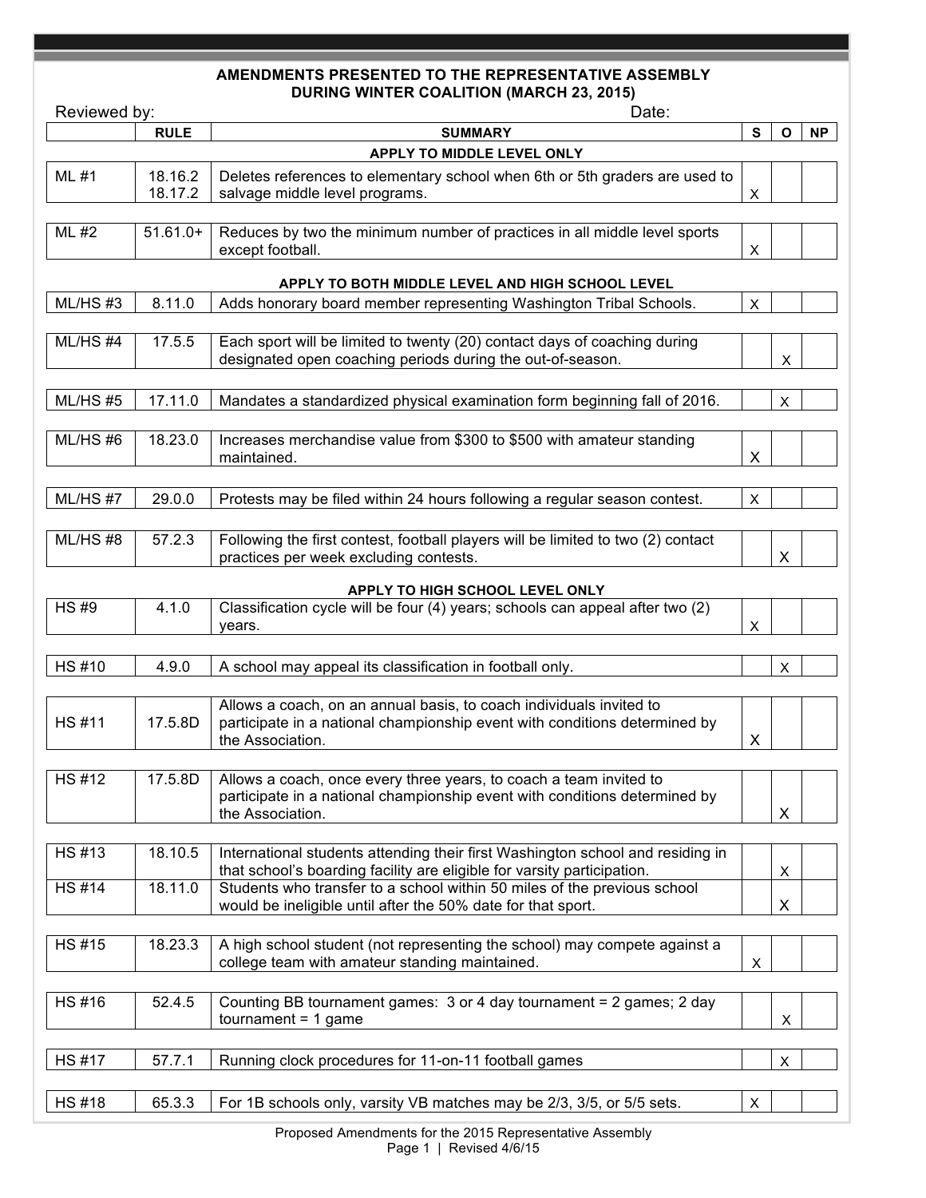**AMENDMENTS PRESENTED TO THE REPRESENTATIVE ASSEMBLY DURING WINTER COALITION (MARCH 23, 2015)**

Reviewed by: Date:

| | RULE | SUMMARY | S | O | NP |
|---|---|---|---|---|---|
| | | **APPLY TO MIDDLE LEVEL ONLY** | | | |
| ML #1 | 18.16.2 18.17.2 | Deletes references to elementary school when 6th or 5th graders are used to salvage middle level programs. | X | | |
| ML #2 | 51.61.0+ | Reduces by two the minimum number of practices in all middle level sports except football. | X | | |
| | | **APPLY TO BOTH MIDDLE LEVEL AND HIGH SCHOOL LEVEL** | | | |
| ML/HS #3 | 8.11.0 | Adds honorary board member representing Washington Tribal Schools. | X | | |
| ML/HS #4 | 17.5.5 | Each sport will be limited to twenty (20) contact days of coaching during designated open coaching periods during the out-of-season. | | X | |
| ML/HS #5 | 17.11.0 | Mandates a standardized physical examination form beginning fall of 2016. | | X | |
| ML/HS #6 | 18.23.0 | Increases merchandise value from $300 to $500 with amateur standing maintained. | X | | |
| ML/HS #7 | 29.0.0 | Protests may be filed within 24 hours following a regular season contest. | X | | |
| ML/HS #8 | 57.2.3 | Following the first contest, football players will be limited to two (2) contact practices per week excluding contests. | | X | |
| | | **APPLY TO HIGH SCHOOL LEVEL ONLY** | | | |
| HS #9 | 4.1.0 | Classification cycle will be four (4) years; schools can appeal after two (2) years. | X | | |
| HS #10 | 4.9.0 | A school may appeal its classification in football only. | | X | |
| HS #11 | 17.5.8D | Allows a coach, on an annual basis, to coach individuals invited to participate in a national championship event with conditions determined by the Association. | X | | |
| HS #12 | 17.5.8D | Allows a coach, once every three years, to coach a team invited to participate in a national championship event with conditions determined by the Association. | | X | |
| HS #13 | 18.10.5 | International students attending their first Washington school and residing in that school's boarding facility are eligible for varsity participation. | | X | |
| HS #14 | 18.11.0 | Students who transfer to a school within 50 miles of the previous school would be ineligible until after the 50% date for that sport. | | X | |
| HS #15 | 18.23.3 | A high school student (not representing the school) may compete against a college team with amateur standing maintained. | X | | |
| HS #16 | 52.4.5 | Counting BB tournament games: 3 or 4 day tournament = 2 games; 2 day tournament = 1 game | | X | |
| HS #17 | 57.7.1 | Running clock procedures for 11-on-11 football games | | X | |
| HS #18 | 65.3.3 | For 1B schools only, varsity VB matches may be 2/3, 3/5, or 5/5 sets. | X | | |

Proposed Amendments for the 2015 Representative Assembly
Revised 4/6/15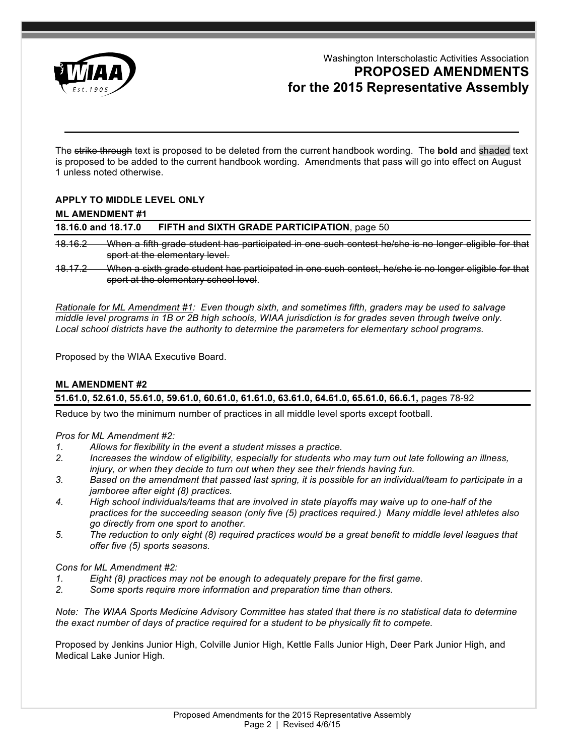Washington Interscholastic Activities Association

# PROPOSED AMENDMENTS for the 2015 Representative Assembly

The ~~strike through~~ text is proposed to be deleted from the current handbook wording. The **bold** and shaded text is proposed to be added to the current handbook wording. Amendments that pass will go into effect on August 1 unless noted otherwise.

## APPLY TO MIDDLE LEVEL ONLY

### ML AMENDMENT #1

**18.16.0 and 18.17.0 FIFTH and SIXTH GRADE PARTICIPATION**, page 50

~~18.16.2 When a fifth grade student has participated in one such contest he/she is no longer eligible for that sport at the elementary level.~~

~~18.17.2 When a sixth grade student has participated in one such contest, he/she is no longer eligible for that sport at the elementary school level~~.

*Rationale for ML Amendment #1: Even though sixth, and sometimes fifth, graders may be used to salvage middle level programs in 1B or 2B high schools, WIAA jurisdiction is for grades seven through twelve only. Local school districts have the authority to determine the parameters for elementary school programs.*

Proposed by the WIAA Executive Board.

### ML AMENDMENT #2

**51.61.0, 52.61.0, 55.61.0, 59.61.0, 60.61.0, 61.61.0, 63.61.0, 64.61.0, 65.61.0, 66.6.1,** pages 78-92

Reduce by two the minimum number of practices in all middle level sports except football.

*Pros for ML Amendment #2:*

1. *Allows for flexibility in the event a student misses a practice.*
2. *Increases the window of eligibility, especially for students who may turn out late following an illness, injury, or when they decide to turn out when they see their friends having fun.*
3. *Based on the amendment that passed last spring, it is possible for an individual/team to participate in a jamboree after eight (8) practices.*
4. *High school individuals/teams that are involved in state playoffs may waive up to one-half of the practices for the succeeding season (only five (5) practices required.) Many middle level athletes also go directly from one sport to another.*
5. *The reduction to only eight (8) required practices would be a great benefit to middle level leagues that offer five (5) sports seasons.*

*Cons for ML Amendment #2:*

1. *Eight (8) practices may not be enough to adequately prepare for the first game.*
2. *Some sports require more information and preparation time than others.*

*Note: The WIAA Sports Medicine Advisory Committee has stated that there is no statistical data to determine the exact number of days of practice required for a student to be physically fit to compete.*

Proposed by Jenkins Junior High, Colville Junior High, Kettle Falls Junior High, Deer Park Junior High, and Medical Lake Junior High.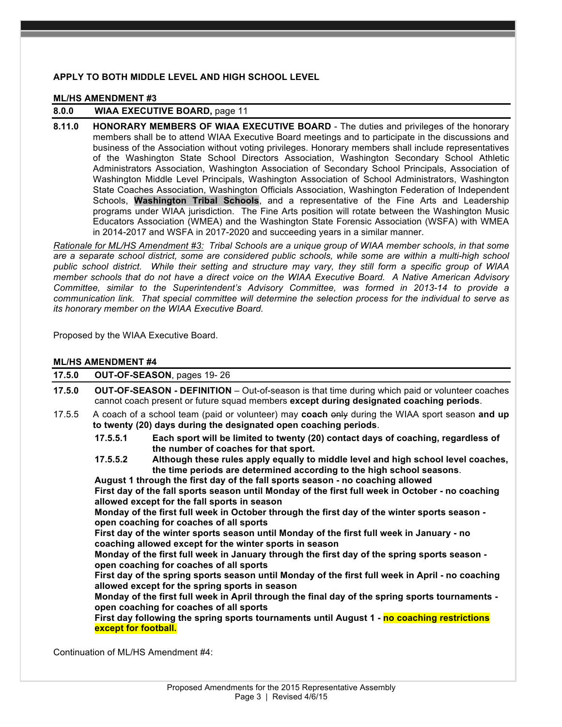**APPLY TO BOTH MIDDLE LEVEL AND HIGH SCHOOL LEVEL**

**ML/HS AMENDMENT #3**

**8.0.0 WIAA EXECUTIVE BOARD,** page 11

**8.11.0 HONORARY MEMBERS OF WIAA EXECUTIVE BOARD** - The duties and privileges of the honorary members shall be to attend WIAA Executive Board meetings and to participate in the discussions and business of the Association without voting privileges. Honorary members shall include representatives of the Washington State School Directors Association, Washington Secondary School Athletic Administrators Association, Washington Association of Secondary School Principals, Association of Washington Middle Level Principals, Washington Association of School Administrators, Washington State Coaches Association, Washington Officials Association, Washington Federation of Independent Schools, **Washington Tribal Schools**, and a representative of the Fine Arts and Leadership programs under WIAA jurisdiction. The Fine Arts position will rotate between the Washington Music Educators Association (WMEA) and the Washington State Forensic Association (WSFA) with WMEA in 2014-2017 and WSFA in 2017-2020 and succeeding years in a similar manner.

*Rationale for ML/HS Amendment #3: Tribal Schools are a unique group of WIAA member schools, in that some are a separate school district, some are considered public schools, while some are within a multi-high school public school district. While their setting and structure may vary, they still form a specific group of WIAA member schools that do not have a direct voice on the WIAA Executive Board. A Native American Advisory Committee, similar to the Superintendent's Advisory Committee, was formed in 2013-14 to provide a communication link. That special committee will determine the selection process for the individual to serve as its honorary member on the WIAA Executive Board.*

Proposed by the WIAA Executive Board.

**ML/HS AMENDMENT #4**

**17.5.0 OUT-OF-SEASON**, pages 19- 26

**17.5.0 OUT-OF-SEASON - DEFINITION** – Out-of-season is that time during which paid or volunteer coaches cannot coach present or future squad members **except during designated coaching periods**.

17.5.5 A coach of a school team (paid or volunteer) may **coach** ~~only~~ during the WIAA sport season **and up to twenty (20) days during the designated open coaching periods**.

**17.5.5.1 Each sport will be limited to twenty (20) contact days of coaching, regardless of the number of coaches for that sport.**

**17.5.5.2 Although these rules apply equally to middle level and high school level coaches, the time periods are determined according to the high school seasons**.

**August 1 through the first day of the fall sports season - no coaching allowed**

**First day of the fall sports season until Monday of the first full week in October - no coaching allowed except for the fall sports in season**

**Monday of the first full week in October through the first day of the winter sports season - open coaching for coaches of all sports**

**First day of the winter sports season until Monday of the first full week in January - no coaching allowed except for the winter sports in season**

**Monday of the first full week in January through the first day of the spring sports season - open coaching for coaches of all sports**

**First day of the spring sports season until Monday of the first full week in April - no coaching allowed except for the spring sports in season**

**Monday of the first full week in April through the final day of the spring sports tournaments - open coaching for coaches of all sports**

**First day following the spring sports tournaments until August 1 - no coaching restrictions except for football.**

Continuation of ML/HS Amendment #4: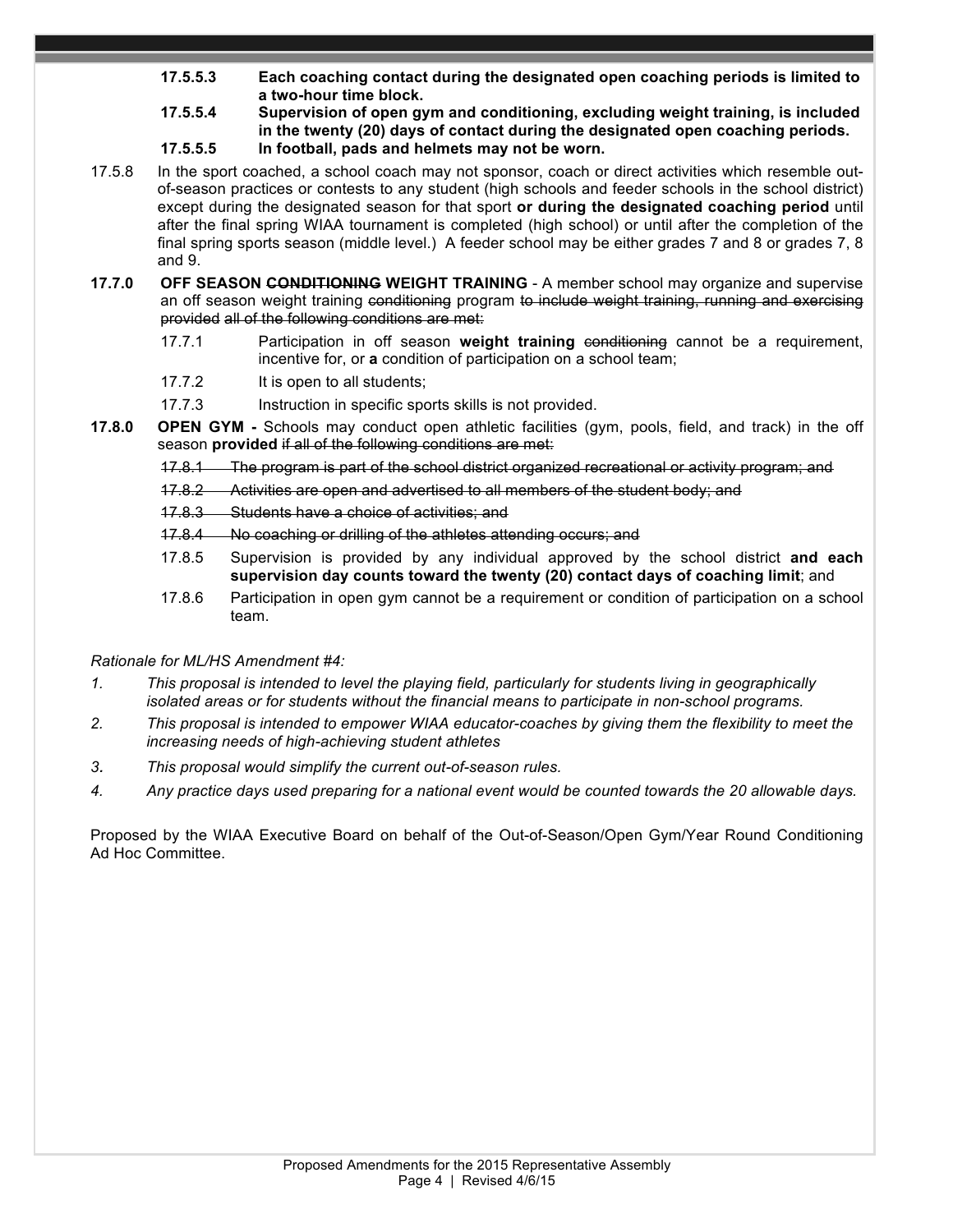**17.5.5.3** **Each coaching contact during the designated open coaching periods is limited to a two-hour time block.**

**17.5.5.4** **Supervision of open gym and conditioning, excluding weight training, is included in the twenty (20) days of contact during the designated open coaching periods.**

**17.5.5.5** **In football, pads and helmets may not be worn.**

17.5.8 In the sport coached, a school coach may not sponsor, coach or direct activities which resemble out-of-season practices or contests to any student (high schools and feeder schools in the school district) except during the designated season for that sport **or during the designated coaching period** until after the final spring WIAA tournament is completed (high school) or until after the completion of the final spring sports season (middle level.) A feeder school may be either grades 7 and 8 or grades 7, 8 and 9.

**17.7.0 OFF SEASON ~~CONDITIONING~~ WEIGHT TRAINING** - A member school may organize and supervise an off season weight training ~~conditioning~~ program ~~to include weight training, running and exercising provided~~ all of the following conditions are met:

17.7.1 Participation in off season **weight training** ~~conditioning~~ cannot be a requirement, incentive for, or **a** condition of participation on a school team;

17.7.2 It is open to all students;

17.7.3 Instruction in specific sports skills is not provided.

**17.8.0 OPEN GYM -** Schools may conduct open athletic facilities (gym, pools, field, and track) in the off season **provided** ~~if all of the following conditions are met:~~

~~17.8.1 The program is part of the school district organized recreational or activity program; and~~

~~17.8.2 Activities are open and advertised to all members of the student body; and~~

~~17.8.3 Students have a choice of activities; and~~

~~17.8.4 No coaching or drilling of the athletes attending occurs; and~~

17.8.5 Supervision is provided by any individual approved by the school district **and each supervision day counts toward the twenty (20) contact days of coaching limit**; and

17.8.6 Participation in open gym cannot be a requirement or condition of participation on a school team.

*Rationale for ML/HS Amendment #4:*

1. *This proposal is intended to level the playing field, particularly for students living in geographically isolated areas or for students without the financial means to participate in non-school programs.*
2. *This proposal is intended to empower WIAA educator-coaches by giving them the flexibility to meet the increasing needs of high-achieving student athletes*
3. *This proposal would simplify the current out-of-season rules.*
4. *Any practice days used preparing for a national event would be counted towards the 20 allowable days.*

Proposed by the WIAA Executive Board on behalf of the Out-of-Season/Open Gym/Year Round Conditioning Ad Hoc Committee.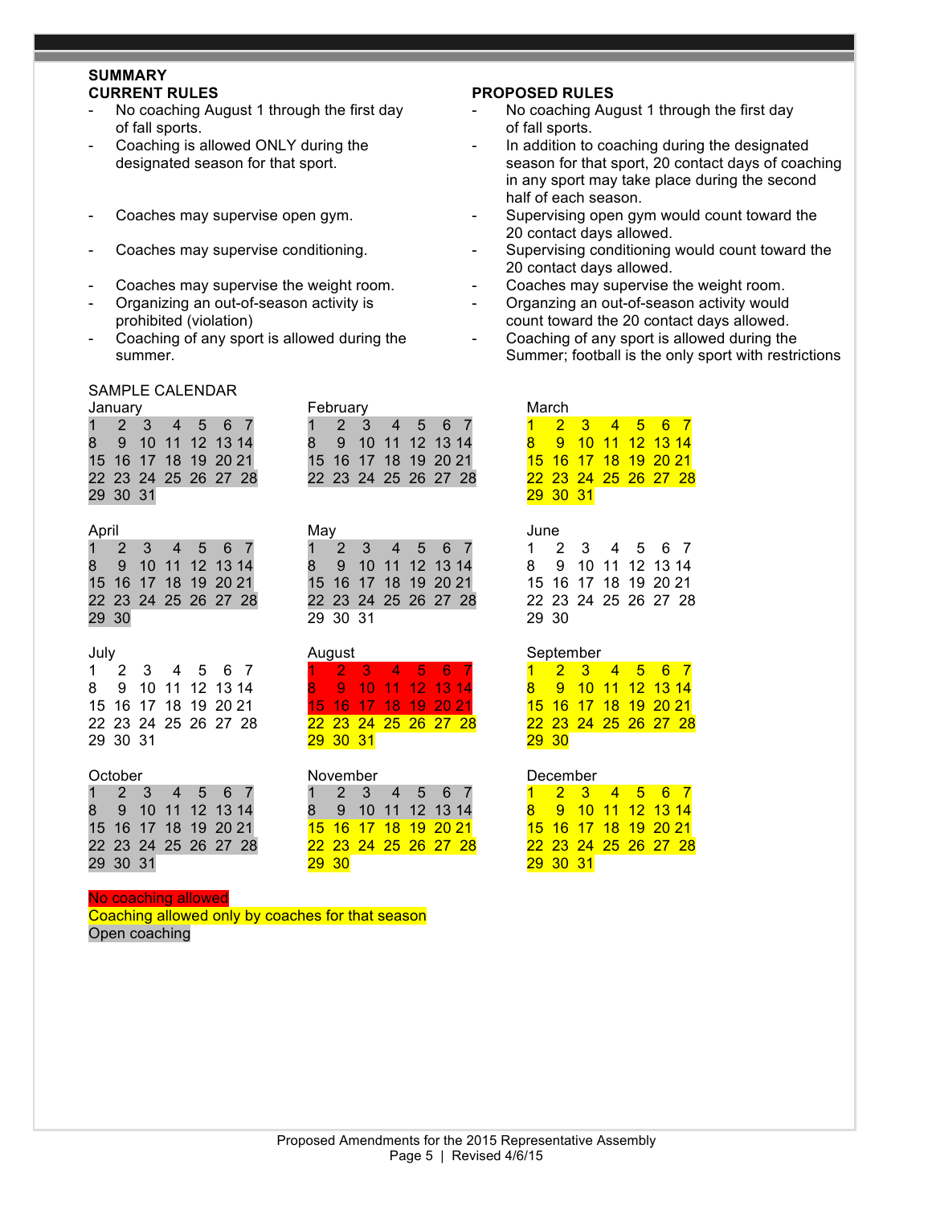## SUMMARY

| CURRENT RULES | PROPOSED RULES |
|---|---|
| - No coaching August 1 through the first day of fall sports. | - No coaching August 1 through the first day of fall sports. |
| - Coaching is allowed ONLY during the designated season for that sport. | - In addition to coaching during the designated season for that sport, 20 contact days of coaching in any sport may take place during the second half of each season. |
| - Coaches may supervise open gym. | - Supervising open gym would count toward the 20 contact days allowed. |
| - Coaches may supervise conditioning. | - Supervising conditioning would count toward the 20 contact days allowed. |
| - Coaches may supervise the weight room. | - Coaches may supervise the weight room. |
| - Organizing an out-of-season activity is prohibited (violation) | - Organzing an out-of-season activity would count toward the 20 contact days allowed. |
| - Coaching of any sport is allowed during the summer. | - Coaching of any sport is allowed during the Summer; football is the only sport with restrictions |

SAMPLE CALENDAR

| Month | No coaching allowed | Coaching allowed only by coaches for that season | Open coaching |
|---|---|---|---|
| January | | | 1–31 |
| February | | | 1–28 |
| March | | 1–31 | |
| April | | | 1–30 |
| May | | | 1–28 |
| June | | | |
| July | | | |
| August | 1–21 | 22–31 | |
| September | | 1–30 | |
| October | | | 1–31 |
| November | | 15–30 | 1–14 |
| December | | 1–31 | |

No coaching allowed

Coaching allowed only by coaches for that season

Open coaching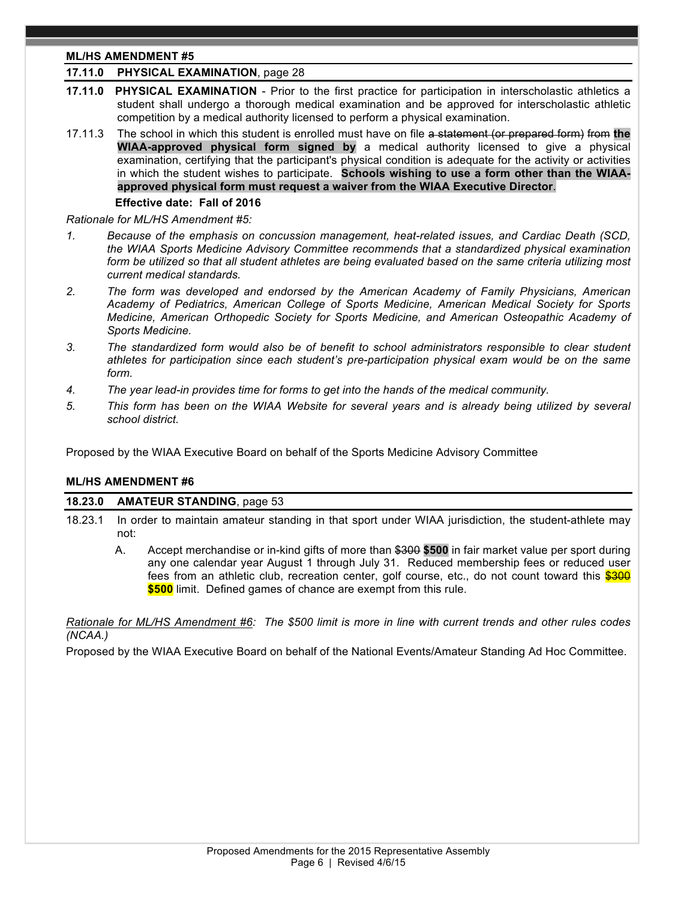**ML/HS AMENDMENT #5**

**17.11.0 PHYSICAL EXAMINATION**, page 28

**17.11.0 PHYSICAL EXAMINATION** - Prior to the first practice for participation in interscholastic athletics a student shall undergo a thorough medical examination and be approved for interscholastic athletic competition by a medical authority licensed to perform a physical examination.

17.11.3 The school in which this student is enrolled must have on file ~~a statement (or prepared form)~~ ~~from~~ **the WIAA-approved physical form signed by** a medical authority licensed to give a physical examination, certifying that the participant's physical condition is adequate for the activity or activities in which the student wishes to participate. **Schools wishing to use a form other than the WIAA-approved physical form must request a waiver from the WIAA Executive Director**.

**Effective date: Fall of 2016**

*Rationale for ML/HS Amendment #5:*

1. *Because of the emphasis on concussion management, heat-related issues, and Cardiac Death (SCD, the WIAA Sports Medicine Advisory Committee recommends that a standardized physical examination form be utilized so that all student athletes are being evaluated based on the same criteria utilizing most current medical standards.*
2. *The form was developed and endorsed by the American Academy of Family Physicians, American Academy of Pediatrics, American College of Sports Medicine, American Medical Society for Sports Medicine, American Orthopedic Society for Sports Medicine, and American Osteopathic Academy of Sports Medicine.*
3. *The standardized form would also be of benefit to school administrators responsible to clear student athletes for participation since each student's pre-participation physical exam would be on the same form.*
4. *The year lead-in provides time for forms to get into the hands of the medical community.*
5. *This form has been on the WIAA Website for several years and is already being utilized by several school district.*

Proposed by the WIAA Executive Board on behalf of the Sports Medicine Advisory Committee

**ML/HS AMENDMENT #6**

**18.23.0 AMATEUR STANDING**, page 53

18.23.1 In order to maintain amateur standing in that sport under WIAA jurisdiction, the student-athlete may not:

A. Accept merchandise or in-kind gifts of more than ~~$300~~ **$500** in fair market value per sport during any one calendar year August 1 through July 31. Reduced membership fees or reduced user fees from an athletic club, recreation center, golf course, etc., do not count toward this ~~$300~~ **$500** limit. Defined games of chance are exempt from this rule.

*Rationale for ML/HS Amendment #6: The $500 limit is more in line with current trends and other rules codes (NCAA.)*

Proposed by the WIAA Executive Board on behalf of the National Events/Amateur Standing Ad Hoc Committee.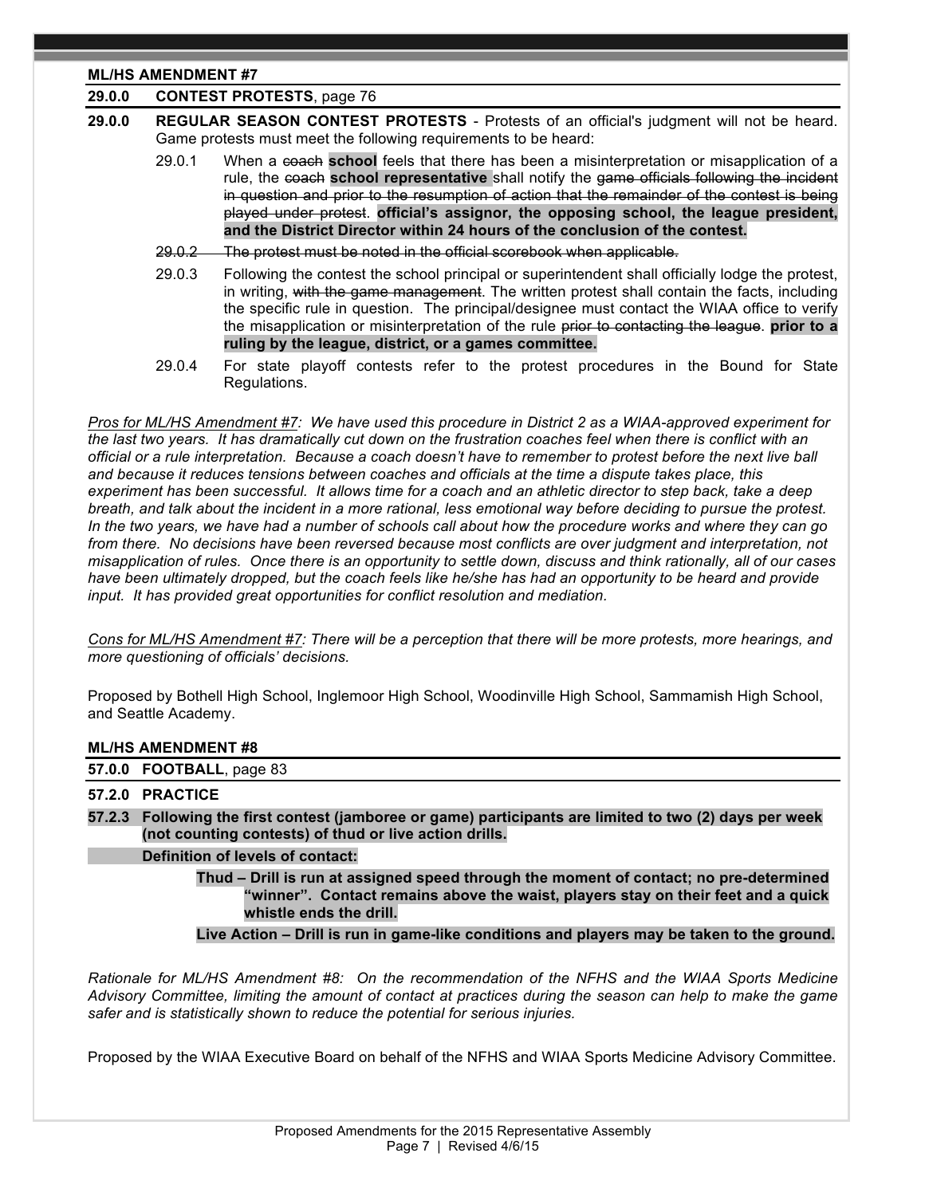**ML/HS AMENDMENT #7**

**29.0.0 CONTEST PROTESTS**, page 76

**29.0.0 REGULAR SEASON CONTEST PROTESTS** - Protests of an official's judgment will not be heard. Game protests must meet the following requirements to be heard:

29.0.1 When a ~~coach~~ **school** feels that there has been a misinterpretation or misapplication of a rule, the ~~coach~~ **school representative** shall notify the ~~game officials following the incident in question and prior to the resumption of action that the remainder of the contest is being played under protest~~. **official's assignor, the opposing school, the league president, and the District Director within 24 hours of the conclusion of the contest.**

~~29.0.2 The protest must be noted in the official scorebook when applicable.~~

29.0.3 Following the contest the school principal or superintendent shall officially lodge the protest, in writing, ~~with the game management~~. The written protest shall contain the facts, including the specific rule in question. The principal/designee must contact the WIAA office to verify the misapplication or misinterpretation of the rule ~~prior to contacting the league~~. **prior to a ruling by the league, district, or a games committee.**

29.0.4 For state playoff contests refer to the protest procedures in the Bound for State Regulations.

*Pros for ML/HS Amendment #7: We have used this procedure in District 2 as a WIAA-approved experiment for the last two years. It has dramatically cut down on the frustration coaches feel when there is conflict with an official or a rule interpretation. Because a coach doesn't have to remember to protest before the next live ball and because it reduces tensions between coaches and officials at the time a dispute takes place, this experiment has been successful. It allows time for a coach and an athletic director to step back, take a deep breath, and talk about the incident in a more rational, less emotional way before deciding to pursue the protest. In the two years, we have had a number of schools call about how the procedure works and where they can go from there. No decisions have been reversed because most conflicts are over judgment and interpretation, not misapplication of rules. Once there is an opportunity to settle down, discuss and think rationally, all of our cases have been ultimately dropped, but the coach feels like he/she has had an opportunity to be heard and provide input. It has provided great opportunities for conflict resolution and mediation.*

*Cons for ML/HS Amendment #7: There will be a perception that there will be more protests, more hearings, and more questioning of officials' decisions.*

Proposed by Bothell High School, Inglemoor High School, Woodinville High School, Sammamish High School, and Seattle Academy.

**ML/HS AMENDMENT #8**

**57.0.0 FOOTBALL**, page 83

**57.2.0 PRACTICE**

**57.2.3 Following the first contest (jamboree or game) participants are limited to two (2) days per week (not counting contests) of thud or live action drills.**

**Definition of levels of contact:**

**Thud – Drill is run at assigned speed through the moment of contact; no pre-determined "winner". Contact remains above the waist, players stay on their feet and a quick whistle ends the drill.**

**Live Action – Drill is run in game-like conditions and players may be taken to the ground.**

*Rationale for ML/HS Amendment #8: On the recommendation of the NFHS and the WIAA Sports Medicine Advisory Committee, limiting the amount of contact at practices during the season can help to make the game safer and is statistically shown to reduce the potential for serious injuries.*

Proposed by the WIAA Executive Board on behalf of the NFHS and WIAA Sports Medicine Advisory Committee.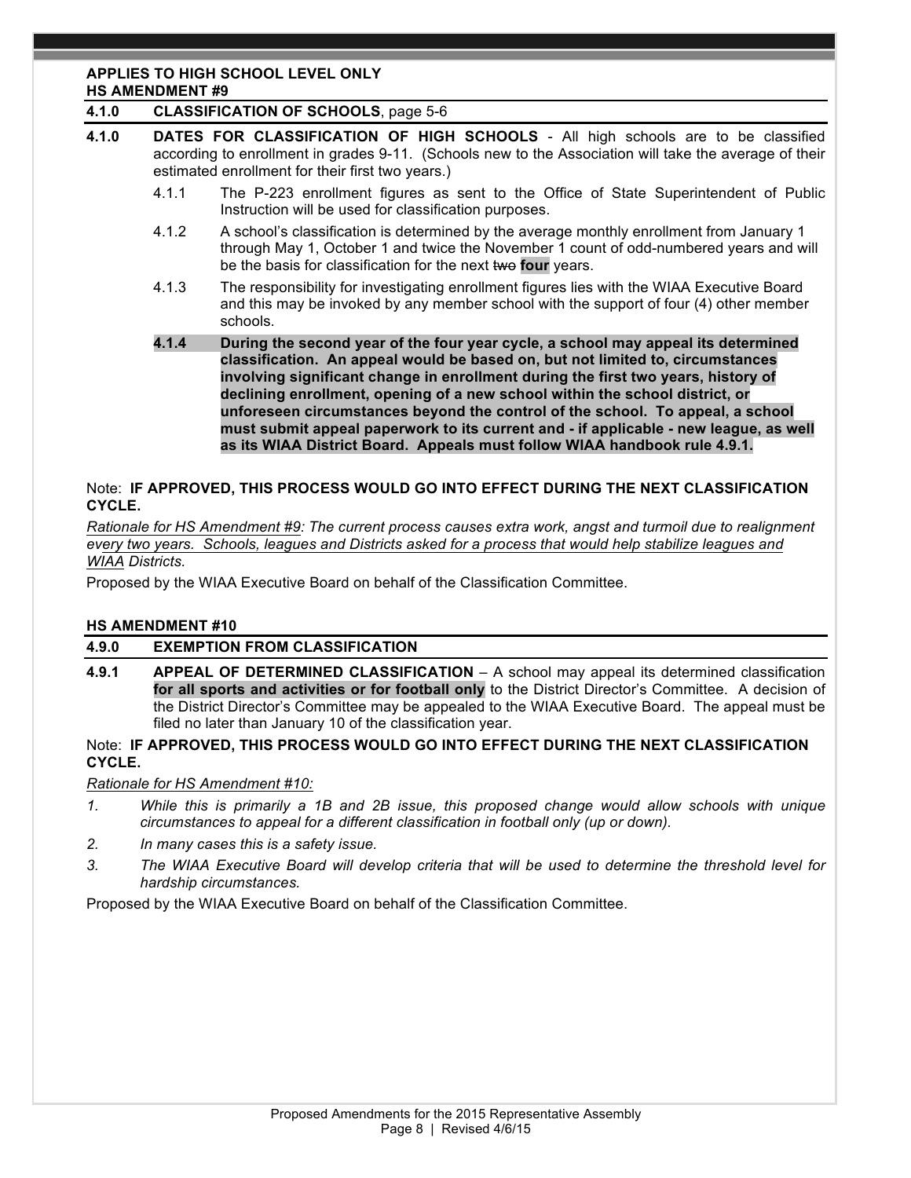**APPLIES TO HIGH SCHOOL LEVEL ONLY**
**HS AMENDMENT #9**

**4.1.0 CLASSIFICATION OF SCHOOLS**, page 5-6

**4.1.0 DATES FOR CLASSIFICATION OF HIGH SCHOOLS** - All high schools are to be classified according to enrollment in grades 9-11. (Schools new to the Association will take the average of their estimated enrollment for their first two years.)

4.1.1 The P-223 enrollment figures as sent to the Office of State Superintendent of Public Instruction will be used for classification purposes.

4.1.2 A school's classification is determined by the average monthly enrollment from January 1 through May 1, October 1 and twice the November 1 count of odd-numbered years and will be the basis for classification for the next ~~two~~ **four** years.

4.1.3 The responsibility for investigating enrollment figures lies with the WIAA Executive Board and this may be invoked by any member school with the support of four (4) other member schools.

**4.1.4 During the second year of the four year cycle, a school may appeal its determined classification. An appeal would be based on, but not limited to, circumstances involving significant change in enrollment during the first two years, history of declining enrollment, opening of a new school within the school district, or unforeseen circumstances beyond the control of the school. To appeal, a school must submit appeal paperwork to its current and - if applicable - new league, as well as its WIAA District Board. Appeals must follow WIAA handbook rule 4.9.1.**

Note: **IF APPROVED, THIS PROCESS WOULD GO INTO EFFECT DURING THE NEXT CLASSIFICATION CYCLE.**

*Rationale for HS Amendment #9: The current process causes extra work, angst and turmoil due to realignment every two years. Schools, leagues and Districts asked for a process that would help stabilize leagues and WIAA Districts.*

Proposed by the WIAA Executive Board on behalf of the Classification Committee.

**HS AMENDMENT #10**

**4.9.0 EXEMPTION FROM CLASSIFICATION**

**4.9.1 APPEAL OF DETERMINED CLASSIFICATION** – A school may appeal its determined classification **for all sports and activities or for football only** to the District Director's Committee. A decision of the District Director's Committee may be appealed to the WIAA Executive Board. The appeal must be filed no later than January 10 of the classification year.

Note: **IF APPROVED, THIS PROCESS WOULD GO INTO EFFECT DURING THE NEXT CLASSIFICATION CYCLE.**

*Rationale for HS Amendment #10:*

1. *While this is primarily a 1B and 2B issue, this proposed change would allow schools with unique circumstances to appeal for a different classification in football only (up or down).*
2. *In many cases this is a safety issue.*
3. *The WIAA Executive Board will develop criteria that will be used to determine the threshold level for hardship circumstances.*

Proposed by the WIAA Executive Board on behalf of the Classification Committee.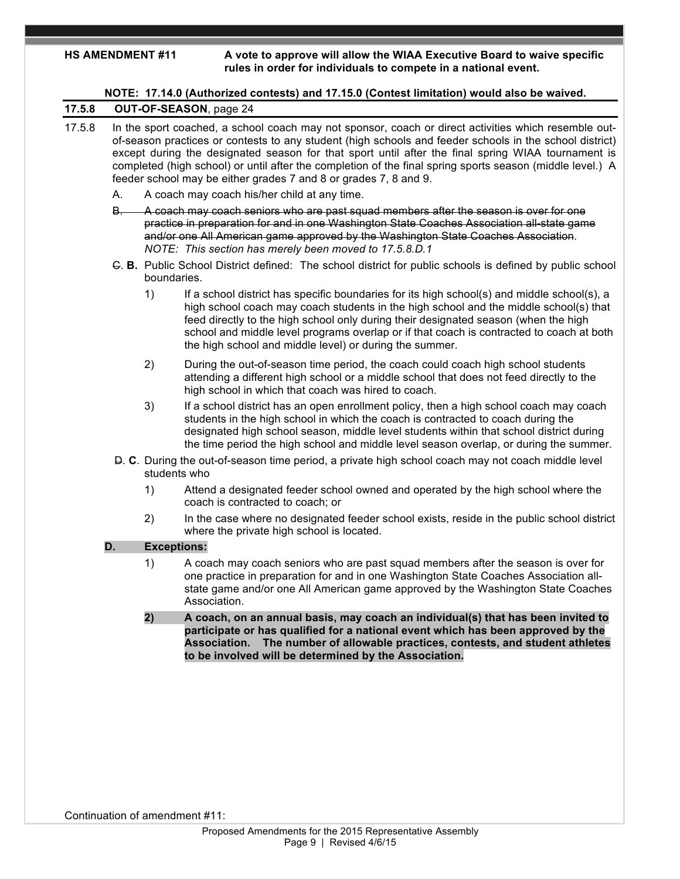**HS AMENDMENT #11** **A vote to approve will allow the WIAA Executive Board to waive specific rules in order for individuals to compete in a national event.**

**NOTE: 17.14.0 (Authorized contests) and 17.15.0 (Contest limitation) would also be waived.**

**17.5.8 OUT-OF-SEASON**, page 24

17.5.8 In the sport coached, a school coach may not sponsor, coach or direct activities which resemble out-of-season practices or contests to any student (high schools and feeder schools in the school district) except during the designated season for that sport until after the final spring WIAA tournament is completed (high school) or until after the completion of the final spring sports season (middle level.) A feeder school may be either grades 7 and 8 or grades 7, 8 and 9.

A. A coach may coach his/her child at any time.

~~B. A coach may coach seniors who are past squad members after the season is over for one practice in preparation for and in one Washington State Coaches Association all-state game and/or one All American game approved by the Washington State Coaches Association.~~ *NOTE: This section has merely been moved to 17.5.8.D.1*

~~C.~~ **B.** Public School District defined: The school district for public schools is defined by public school boundaries.

1) If a school district has specific boundaries for its high school(s) and middle school(s), a high school coach may coach students in the high school and the middle school(s) that feed directly to the high school only during their designated season (when the high school and middle level programs overlap or if that coach is contracted to coach at both the high school and middle level) or during the summer.

2) During the out-of-season time period, the coach could coach high school students attending a different high school or a middle school that does not feed directly to the high school in which that coach was hired to coach.

3) If a school district has an open enrollment policy, then a high school coach may coach students in the high school in which the coach is contracted to coach during the designated high school season, middle level students within that school district during the time period the high school and middle level season overlap, or during the summer.

~~D.~~ **C**. During the out-of-season time period, a private high school coach may not coach middle level students who

1) Attend a designated feeder school owned and operated by the high school where the coach is contracted to coach; or

2) In the case where no designated feeder school exists, reside in the public school district where the private high school is located.

**D. Exceptions:**

1) A coach may coach seniors who are past squad members after the season is over for one practice in preparation for and in one Washington State Coaches Association all-state game and/or one All American game approved by the Washington State Coaches Association.

**2) A coach, on an annual basis, may coach an individual(s) that has been invited to participate or has qualified for a national event which has been approved by the Association. The number of allowable practices, contests, and student athletes to be involved will be determined by the Association.**

Continuation of amendment #11: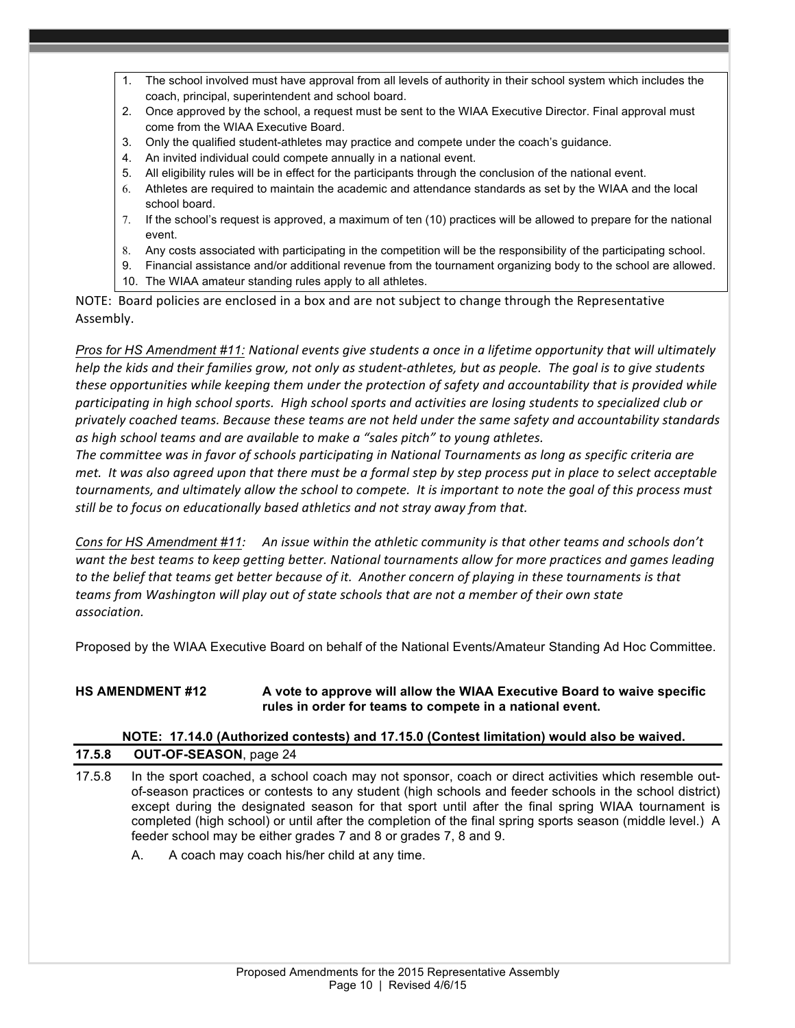1. The school involved must have approval from all levels of authority in their school system which includes the coach, principal, superintendent and school board.
2. Once approved by the school, a request must be sent to the WIAA Executive Director. Final approval must come from the WIAA Executive Board.
3. Only the qualified student-athletes may practice and compete under the coach's guidance.
4. An invited individual could compete annually in a national event.
5. All eligibility rules will be in effect for the participants through the conclusion of the national event.
6. Athletes are required to maintain the academic and attendance standards as set by the WIAA and the local school board.
7. If the school's request is approved, a maximum of ten (10) practices will be allowed to prepare for the national event.
8. Any costs associated with participating in the competition will be the responsibility of the participating school.
9. Financial assistance and/or additional revenue from the tournament organizing body to the school are allowed.
10. The WIAA amateur standing rules apply to all athletes.

NOTE: Board policies are enclosed in a box and are not subject to change through the Representative Assembly.

*Pros for HS Amendment #11: National events give students a once in a lifetime opportunity that will ultimately help the kids and their families grow, not only as student-athletes, but as people. The goal is to give students these opportunities while keeping them under the protection of safety and accountability that is provided while participating in high school sports. High school sports and activities are losing students to specialized club or privately coached teams. Because these teams are not held under the same safety and accountability standards as high school teams and are available to make a "sales pitch" to young athletes.*
*The committee was in favor of schools participating in National Tournaments as long as specific criteria are met. It was also agreed upon that there must be a formal step by step process put in place to select acceptable tournaments, and ultimately allow the school to compete. It is important to note the goal of this process must still be to focus on educationally based athletics and not stray away from that.*

*Cons for HS Amendment #11: An issue within the athletic community is that other teams and schools don't want the best teams to keep getting better. National tournaments allow for more practices and games leading to the belief that teams get better because of it. Another concern of playing in these tournaments is that teams from Washington will play out of state schools that are not a member of their own state association.*

Proposed by the WIAA Executive Board on behalf of the National Events/Amateur Standing Ad Hoc Committee.

**HS AMENDMENT #12** **A vote to approve will allow the WIAA Executive Board to waive specific rules in order for teams to compete in a national event.**

**NOTE: 17.14.0 (Authorized contests) and 17.15.0 (Contest limitation) would also be waived.**

**17.5.8 OUT-OF-SEASON**, page 24

17.5.8 In the sport coached, a school coach may not sponsor, coach or direct activities which resemble out-of-season practices or contests to any student (high schools and feeder schools in the school district) except during the designated season for that sport until after the final spring WIAA tournament is completed (high school) or until after the completion of the final spring sports season (middle level.) A feeder school may be either grades 7 and 8 or grades 7, 8 and 9.

A. A coach may coach his/her child at any time.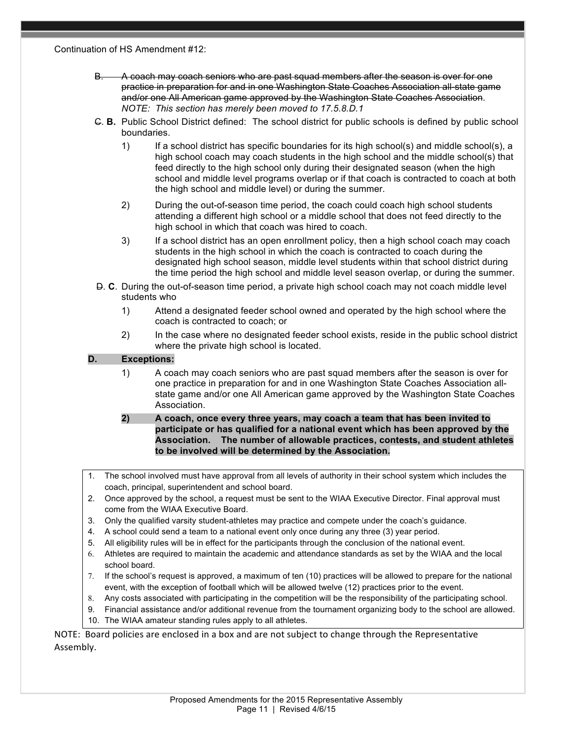Continuation of HS Amendment #12:

~~B. A coach may coach seniors who are past squad members after the season is over for one practice in preparation for and in one Washington State Coaches Association all-state game and/or one All American game approved by the Washington State Coaches Association~~. *NOTE: This section has merely been moved to 17.5.8.D.1*

~~C.~~ **B.** Public School District defined: The school district for public schools is defined by public school boundaries.

1) If a school district has specific boundaries for its high school(s) and middle school(s), a high school coach may coach students in the high school and the middle school(s) that feed directly to the high school only during their designated season (when the high school and middle level programs overlap or if that coach is contracted to coach at both the high school and middle level) or during the summer.

2) During the out-of-season time period, the coach could coach high school students attending a different high school or a middle school that does not feed directly to the high school in which that coach was hired to coach.

3) If a school district has an open enrollment policy, then a high school coach may coach students in the high school in which the coach is contracted to coach during the designated high school season, middle level students within that school district during the time period the high school and middle level season overlap, or during the summer.

~~D.~~ **C**. During the out-of-season time period, a private high school coach may not coach middle level students who

1) Attend a designated feeder school owned and operated by the high school where the coach is contracted to coach; or

2) In the case where no designated feeder school exists, reside in the public school district where the private high school is located.

**D. Exceptions:**

1) A coach may coach seniors who are past squad members after the season is over for one practice in preparation for and in one Washington State Coaches Association all-state game and/or one All American game approved by the Washington State Coaches Association.

**2) A coach, once every three years, may coach a team that has been invited to participate or has qualified for a national event which has been approved by the Association. The number of allowable practices, contests, and student athletes to be involved will be determined by the Association.**

1. The school involved must have approval from all levels of authority in their school system which includes the coach, principal, superintendent and school board.
2. Once approved by the school, a request must be sent to the WIAA Executive Director. Final approval must come from the WIAA Executive Board.
3. Only the qualified varsity student-athletes may practice and compete under the coach's guidance.
4. A school could send a team to a national event only once during any three (3) year period.
5. All eligibility rules will be in effect for the participants through the conclusion of the national event.
6. Athletes are required to maintain the academic and attendance standards as set by the WIAA and the local school board.
7. If the school's request is approved, a maximum of ten (10) practices will be allowed to prepare for the national event, with the exception of football which will be allowed twelve (12) practices prior to the event.
8. Any costs associated with participating in the competition will be the responsibility of the participating school.
9. Financial assistance and/or additional revenue from the tournament organizing body to the school are allowed.
10. The WIAA amateur standing rules apply to all athletes.

NOTE: Board policies are enclosed in a box and are not subject to change through the Representative Assembly.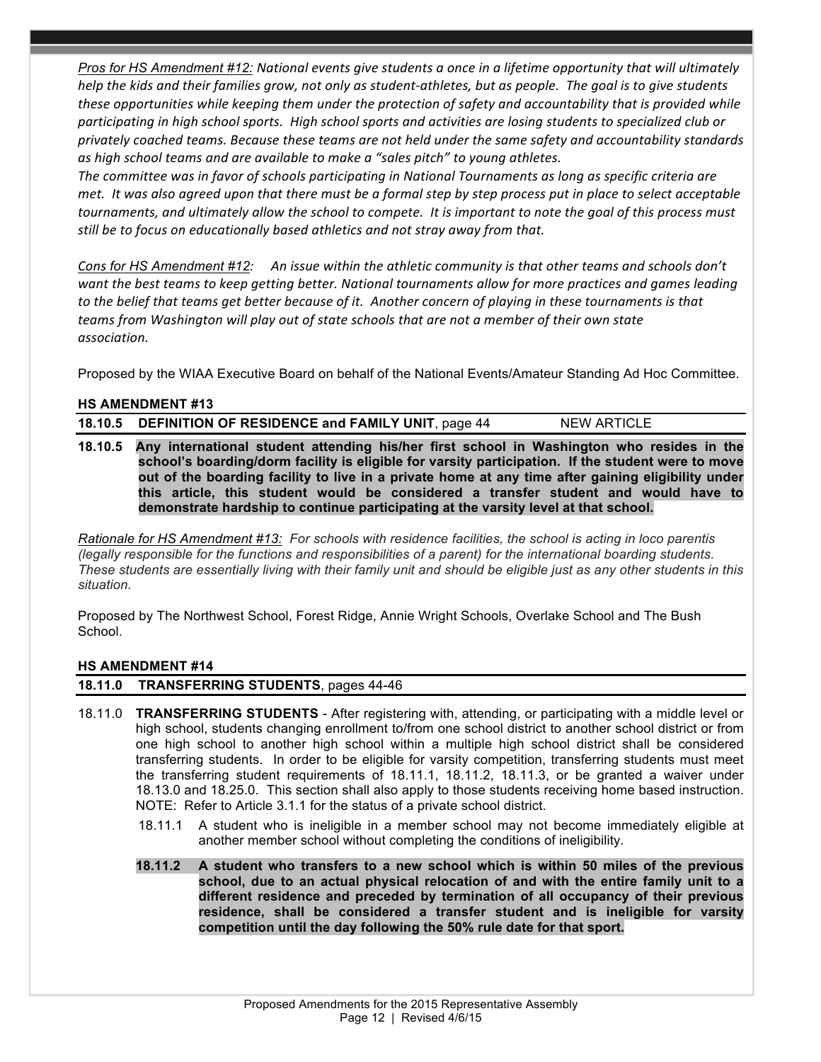*<u>Pros for HS Amendment #12:</u> National events give students a once in a lifetime opportunity that will ultimately help the kids and their families grow, not only as student-athletes, but as people. The goal is to give students these opportunities while keeping them under the protection of safety and accountability that is provided while participating in high school sports. High school sports and activities are losing students to specialized club or privately coached teams. Because these teams are not held under the same safety and accountability standards as high school teams and are available to make a "sales pitch" to young athletes.*

*The committee was in favor of schools participating in National Tournaments as long as specific criteria are met. It was also agreed upon that there must be a formal step by step process put in place to select acceptable tournaments, and ultimately allow the school to compete. It is important to note the goal of this process must still be to focus on educationally based athletics and not stray away from that.*

*<u>Cons for HS Amendment #12</u>: An issue within the athletic community is that other teams and schools don't want the best teams to keep getting better. National tournaments allow for more practices and games leading to the belief that teams get better because of it. Another concern of playing in these tournaments is that teams from Washington will play out of state schools that are not a member of their own state association.*

Proposed by the WIAA Executive Board on behalf of the National Events/Amateur Standing Ad Hoc Committee.

### HS AMENDMENT #13

**18.10.5 DEFINITION OF RESIDENCE and FAMILY UNIT**, page 44 — NEW ARTICLE

**18.10.5 Any international student attending his/her first school in Washington who resides in the school's boarding/dorm facility is eligible for varsity participation. If the student were to move out of the boarding facility to live in a private home at any time after gaining eligibility under this article, this student would be considered a transfer student and would have to demonstrate hardship to continue participating at the varsity level at that school.**

*<u>Rationale for HS Amendment #13:</u> For schools with residence facilities, the school is acting in loco parentis (legally responsible for the functions and responsibilities of a parent) for the international boarding students. These students are essentially living with their family unit and should be eligible just as any other students in this situation.*

Proposed by The Northwest School, Forest Ridge, Annie Wright Schools, Overlake School and The Bush School.

### HS AMENDMENT #14

**18.11.0 TRANSFERRING STUDENTS**, pages 44-46

18.11.0 **TRANSFERRING STUDENTS** - After registering with, attending, or participating with a middle level or high school, students changing enrollment to/from one school district to another school district or from one high school to another high school within a multiple high school district shall be considered transferring students. In order to be eligible for varsity competition, transferring students must meet the transferring student requirements of 18.11.1, 18.11.2, 18.11.3, or be granted a waiver under 18.13.0 and 18.25.0. This section shall also apply to those students receiving home based instruction. NOTE: Refer to Article 3.1.1 for the status of a private school district.

18.11.1 A student who is ineligible in a member school may not become immediately eligible at another member school without completing the conditions of ineligibility.

**18.11.2 A student who transfers to a new school which is within 50 miles of the previous school, due to an actual physical relocation of and with the entire family unit to a different residence and preceded by termination of all occupancy of their previous residence, shall be considered a transfer student and is ineligible for varsity competition until the day following the 50% rule date for that sport.**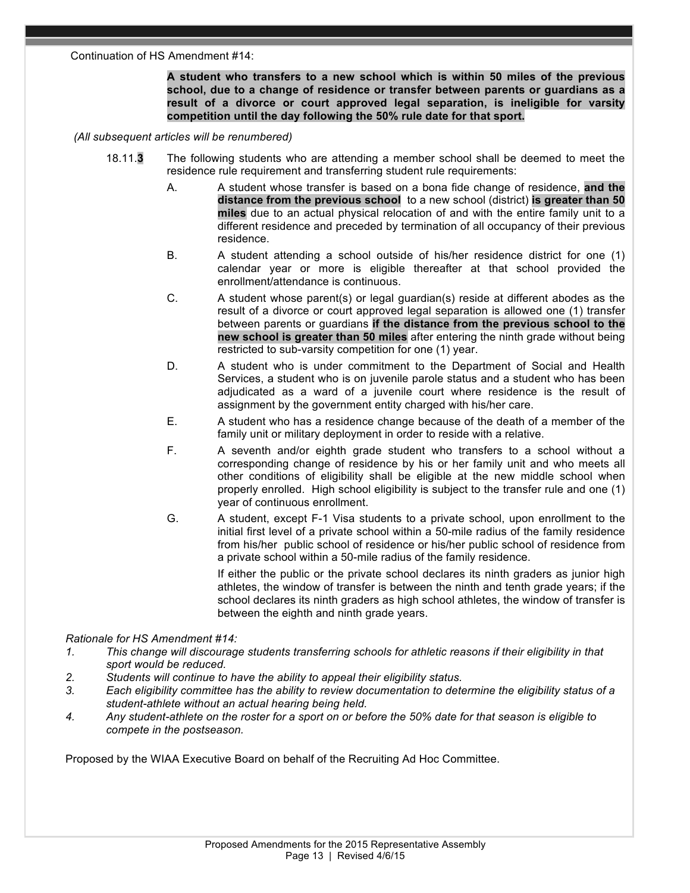Continuation of HS Amendment #14:

> **A student who transfers to a new school which is within 50 miles of the previous school, due to a change of residence or transfer between parents or guardians as a result of a divorce or court approved legal separation, is ineligible for varsity competition until the day following the 50% rule date for that sport.**

*(All subsequent articles will be renumbered)*

18.11.**3** The following students who are attending a member school shall be deemed to meet the residence rule requirement and transferring student rule requirements:

A. A student whose transfer is based on a bona fide change of residence, **and the distance from the previous school** to a new school (district) **is greater than 50 miles** due to an actual physical relocation of and with the entire family unit to a different residence and preceded by termination of all occupancy of their previous residence.

B. A student attending a school outside of his/her residence district for one (1) calendar year or more is eligible thereafter at that school provided the enrollment/attendance is continuous.

C. A student whose parent(s) or legal guardian(s) reside at different abodes as the result of a divorce or court approved legal separation is allowed one (1) transfer between parents or guardians **if the distance from the previous school to the new school is greater than 50 miles** after entering the ninth grade without being restricted to sub-varsity competition for one (1) year.

D. A student who is under commitment to the Department of Social and Health Services, a student who is on juvenile parole status and a student who has been adjudicated as a ward of a juvenile court where residence is the result of assignment by the government entity charged with his/her care.

E. A student who has a residence change because of the death of a member of the family unit or military deployment in order to reside with a relative.

F. A seventh and/or eighth grade student who transfers to a school without a corresponding change of residence by his or her family unit and who meets all other conditions of eligibility shall be eligible at the new middle school when properly enrolled. High school eligibility is subject to the transfer rule and one (1) year of continuous enrollment.

G. A student, except F-1 Visa students to a private school, upon enrollment to the initial first level of a private school within a 50-mile radius of the family residence from his/her public school of residence or his/her public school of residence from a private school within a 50-mile radius of the family residence.

If either the public or the private school declares its ninth graders as junior high athletes, the window of transfer is between the ninth and tenth grade years; if the school declares its ninth graders as high school athletes, the window of transfer is between the eighth and ninth grade years.

*Rationale for HS Amendment #14:*

1. *This change will discourage students transferring schools for athletic reasons if their eligibility in that sport would be reduced.*
2. *Students will continue to have the ability to appeal their eligibility status.*
3. *Each eligibility committee has the ability to review documentation to determine the eligibility status of a student-athlete without an actual hearing being held.*
4. *Any student-athlete on the roster for a sport on or before the 50% date for that season is eligible to compete in the postseason.*

Proposed by the WIAA Executive Board on behalf of the Recruiting Ad Hoc Committee.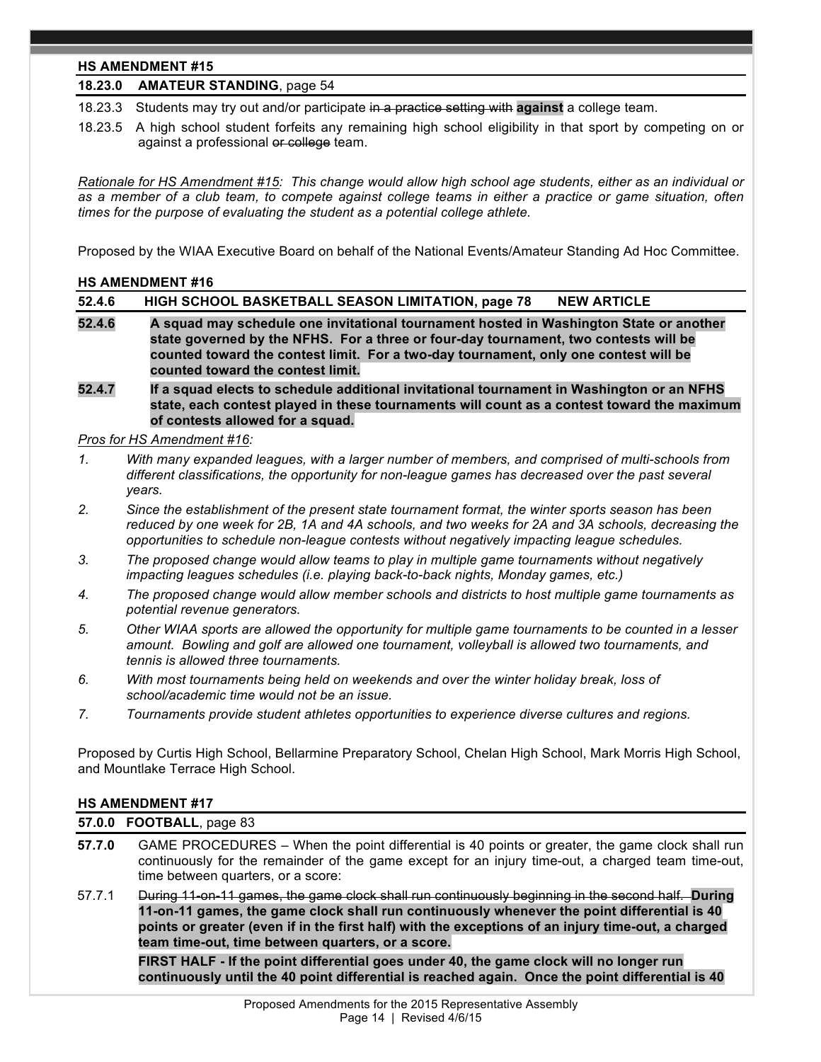**HS AMENDMENT #15**

**18.23.0 AMATEUR STANDING**, page 54

18.23.3 Students may try out and/or participate ~~in a practice setting with~~ **against** a college team.

18.23.5 A high school student forfeits any remaining high school eligibility in that sport by competing on or against a professional ~~or college~~ team.

*Rationale for HS Amendment #15: This change would allow high school age students, either as an individual or as a member of a club team, to compete against college teams in either a practice or game situation, often times for the purpose of evaluating the student as a potential college athlete.*

Proposed by the WIAA Executive Board on behalf of the National Events/Amateur Standing Ad Hoc Committee.

**HS AMENDMENT #16**

**52.4.6 HIGH SCHOOL BASKETBALL SEASON LIMITATION, page 78 NEW ARTICLE**

**52.4.6 A squad may schedule one invitational tournament hosted in Washington State or another state governed by the NFHS. For a three or four-day tournament, two contests will be counted toward the contest limit. For a two-day tournament, only one contest will be counted toward the contest limit.**

**52.4.7 If a squad elects to schedule additional invitational tournament in Washington or an NFHS state, each contest played in these tournaments will count as a contest toward the maximum of contests allowed for a squad.**

*Pros for HS Amendment #16:*

1. *With many expanded leagues, with a larger number of members, and comprised of multi-schools from different classifications, the opportunity for non-league games has decreased over the past several years.*
2. *Since the establishment of the present state tournament format, the winter sports season has been reduced by one week for 2B, 1A and 4A schools, and two weeks for 2A and 3A schools, decreasing the opportunities to schedule non-league contests without negatively impacting league schedules.*
3. *The proposed change would allow teams to play in multiple game tournaments without negatively impacting leagues schedules (i.e. playing back-to-back nights, Monday games, etc.)*
4. *The proposed change would allow member schools and districts to host multiple game tournaments as potential revenue generators.*
5. *Other WIAA sports are allowed the opportunity for multiple game tournaments to be counted in a lesser amount. Bowling and golf are allowed one tournament, volleyball is allowed two tournaments, and tennis is allowed three tournaments.*
6. *With most tournaments being held on weekends and over the winter holiday break, loss of school/academic time would not be an issue.*
7. *Tournaments provide student athletes opportunities to experience diverse cultures and regions.*

Proposed by Curtis High School, Bellarmine Preparatory School, Chelan High School, Mark Morris High School, and Mountlake Terrace High School.

**HS AMENDMENT #17**

**57.0.0 FOOTBALL**, page 83

**57.7.0** GAME PROCEDURES – When the point differential is 40 points or greater, the game clock shall run continuously for the remainder of the game except for an injury time-out, a charged team time-out, time between quarters, or a score:

57.7.1 ~~During 11-on-11 games, the game clock shall run continuously beginning in the second half.~~ **During 11-on-11 games, the game clock shall run continuously whenever the point differential is 40 points or greater (even if in the first half) with the exceptions of an injury time-out, a charged team time-out, time between quarters, or a score.**

**FIRST HALF - If the point differential goes under 40, the game clock will no longer run continuously until the 40 point differential is reached again. Once the point differential is 40**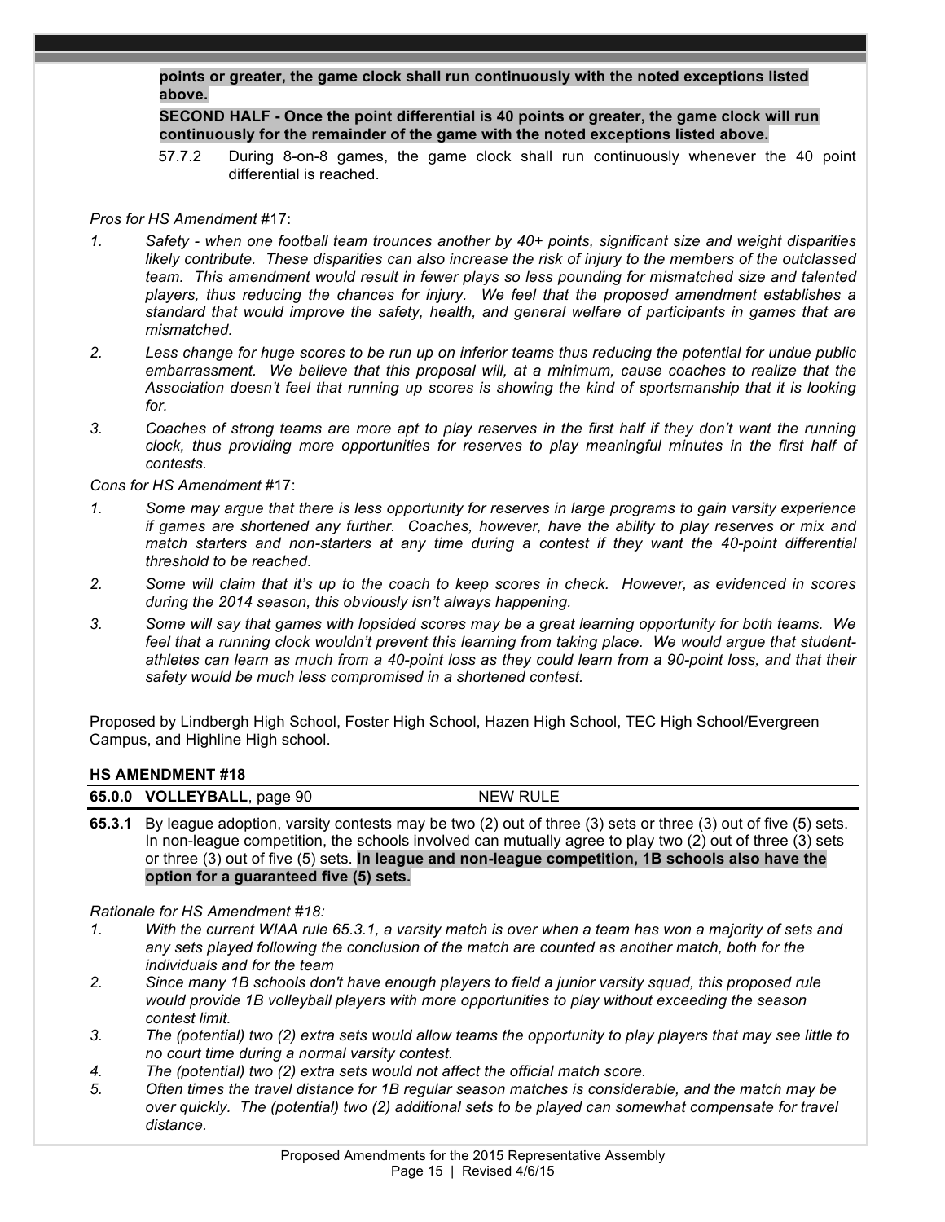**points or greater, the game clock shall run continuously with the noted exceptions listed above.**

**SECOND HALF - Once the point differential is 40 points or greater, the game clock will run continuously for the remainder of the game with the noted exceptions listed above.**

57.7.2 During 8-on-8 games, the game clock shall run continuously whenever the 40 point differential is reached.

*Pros for HS Amendment* #17:

1. *Safety - when one football team trounces another by 40+ points, significant size and weight disparities likely contribute. These disparities can also increase the risk of injury to the members of the outclassed team. This amendment would result in fewer plays so less pounding for mismatched size and talented players, thus reducing the chances for injury. We feel that the proposed amendment establishes a standard that would improve the safety, health, and general welfare of participants in games that are mismatched.*
2. *Less change for huge scores to be run up on inferior teams thus reducing the potential for undue public embarrassment. We believe that this proposal will, at a minimum, cause coaches to realize that the Association doesn't feel that running up scores is showing the kind of sportsmanship that it is looking for.*
3. *Coaches of strong teams are more apt to play reserves in the first half if they don't want the running clock, thus providing more opportunities for reserves to play meaningful minutes in the first half of contests.*

*Cons for HS Amendment* #17:

1. *Some may argue that there is less opportunity for reserves in large programs to gain varsity experience if games are shortened any further. Coaches, however, have the ability to play reserves or mix and match starters and non-starters at any time during a contest if they want the 40-point differential threshold to be reached.*
2. *Some will claim that it's up to the coach to keep scores in check. However, as evidenced in scores during the 2014 season, this obviously isn't always happening.*
3. *Some will say that games with lopsided scores may be a great learning opportunity for both teams. We feel that a running clock wouldn't prevent this learning from taking place. We would argue that student-athletes can learn as much from a 40-point loss as they could learn from a 90-point loss, and that their safety would be much less compromised in a shortened contest.*

Proposed by Lindbergh High School, Foster High School, Hazen High School, TEC High School/Evergreen Campus, and Highline High school.

**HS AMENDMENT #18**

**65.0.0 VOLLEYBALL**, page 90 NEW RULE

**65.3.1** By league adoption, varsity contests may be two (2) out of three (3) sets or three (3) out of five (5) sets. In non-league competition, the schools involved can mutually agree to play two (2) out of three (3) sets or three (3) out of five (5) sets. **In league and non-league competition, 1B schools also have the option for a guaranteed five (5) sets.**

*Rationale for HS Amendment #18:*

1. *With the current WIAA rule 65.3.1, a varsity match is over when a team has won a majority of sets and any sets played following the conclusion of the match are counted as another match, both for the individuals and for the team*
2. *Since many 1B schools don't have enough players to field a junior varsity squad, this proposed rule would provide 1B volleyball players with more opportunities to play without exceeding the season contest limit.*
3. *The (potential) two (2) extra sets would allow teams the opportunity to play players that may see little to no court time during a normal varsity contest.*
4. *The (potential) two (2) extra sets would not affect the official match score.*
5. *Often times the travel distance for 1B regular season matches is considerable, and the match may be over quickly. The (potential) two (2) additional sets to be played can somewhat compensate for travel distance.*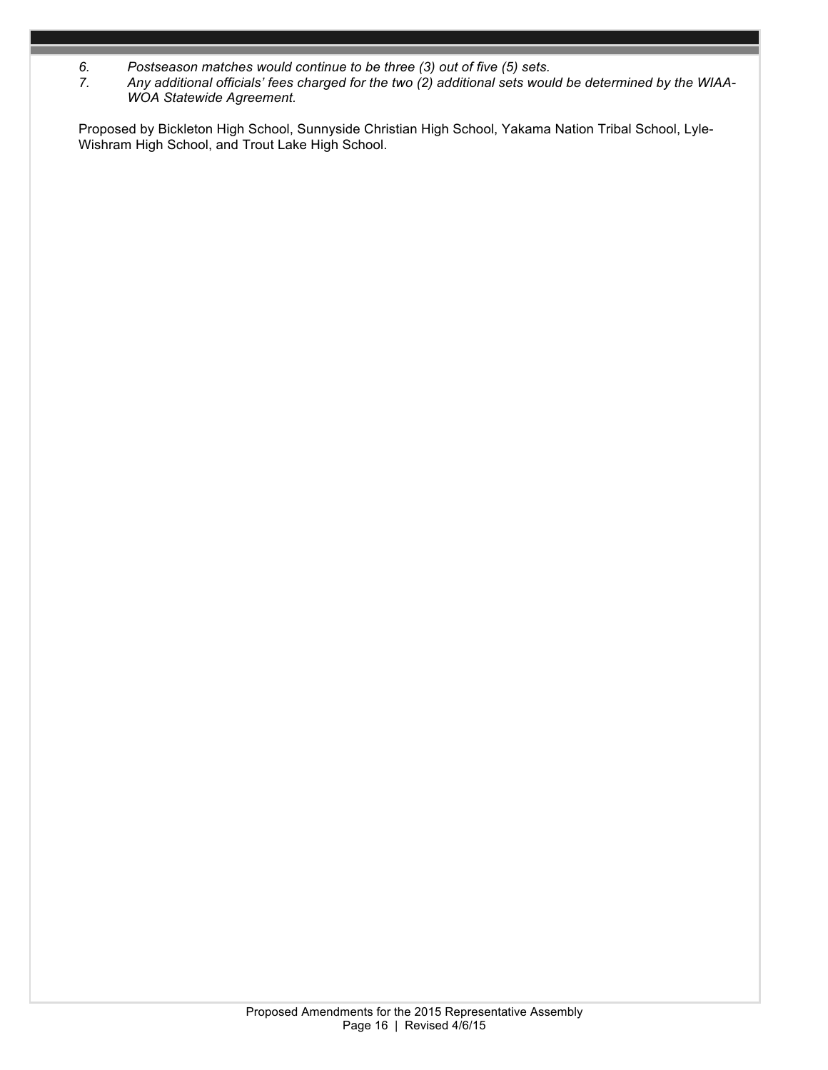6. *Postseason matches would continue to be three (3) out of five (5) sets.*
7. *Any additional officials' fees charged for the two (2) additional sets would be determined by the WIAA-WOA Statewide Agreement.*

Proposed by Bickleton High School, Sunnyside Christian High School, Yakama Nation Tribal School, Lyle-Wishram High School, and Trout Lake High School.